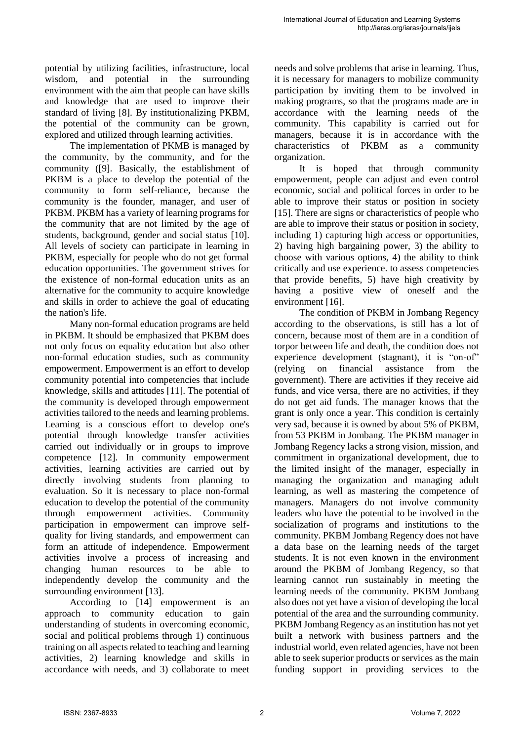potential by utilizing facilities, infrastructure, local wisdom, and potential in the surrounding environment with the aim that people can have skills and knowledge that are used to improve their standard of living [8]. By institutionalizing PKBM, the potential of the community can be grown, explored and utilized through learning activities.

The implementation of PKMB is managed by the community, by the community, and for the community ([9]. Basically, the establishment of PKBM is a place to develop the potential of the community to form self-reliance, because the community is the founder, manager, and user of PKBM. PKBM has a variety of learning programs for the community that are not limited by the age of students, background, gender and social status [10]. All levels of society can participate in learning in PKBM, especially for people who do not get formal education opportunities. The government strives for the existence of non-formal education units as an alternative for the community to acquire knowledge and skills in order to achieve the goal of educating the nation's life.

Many non-formal education programs are held in PKBM. It should be emphasized that PKBM does not only focus on equality education but also other non-formal education studies, such as community empowerment. Empowerment is an effort to develop community potential into competencies that include knowledge, skills and attitudes [11]. The potential of the community is developed through empowerment activities tailored to the needs and learning problems. Learning is a conscious effort to develop one's potential through knowledge transfer activities carried out individually or in groups to improve competence [12]. In community empowerment activities, learning activities are carried out by directly involving students from planning to evaluation. So it is necessary to place non-formal education to develop the potential of the community through empowerment activities. Community participation in empowerment can improve self-quality for living standards, and empowerment can form an attitude of independence. Empowerment activities involve a process of increasing and changing human resources to be able to independently develop the community and the surrounding environment [13].

According to [14] empowerment is an approach to community education to gain understanding of students in overcoming economic, social and political problems through 1) continuous training on all aspects related to teaching and learning activities, 2) learning knowledge and skills in accordance with needs, and 3) collaborate to meet needs and solve problems that arise in learning. Thus, it is necessary for managers to mobilize community participation by inviting them to be involved in making programs, so that the programs made are in accordance with the learning needs of the community. This capability is carried out for managers, because it is in accordance with the characteristics of PKBM as a community organization.

It is hoped that through community empowerment, people can adjust and even control economic, social and political forces in order to be able to improve their status or position in society [15]. There are signs or characteristics of people who are able to improve their status or position in society, including 1) capturing high access or opportunities, 2) having high bargaining power, 3) the ability to choose with various options, 4) the ability to think critically and use experience. to assess competencies that provide benefits, 5) have high creativity by having a positive view of oneself and the environment [16].

The condition of PKBM in Jombang Regency according to the observations, is still has a lot of concern, because most of them are in a condition of torpor between life and death, the condition does not experience development (stagnant), it is "on-of" (relying on financial assistance from the government). There are activities if they receive aid funds, and vice versa, there are no activities, if they do not get aid funds. The manager knows that the grant is only once a year. This condition is certainly very sad, because it is owned by about 5% of PKBM, from 53 PKBM in Jombang. The PKBM manager in Jombang Regency lacks a strong vision, mission, and commitment in organizational development, due to the limited insight of the manager, especially in managing the organization and managing adult learning, as well as mastering the competence of managers. Managers do not involve community leaders who have the potential to be involved in the socialization of programs and institutions to the community. PKBM Jombang Regency does not have a data base on the learning needs of the target students. It is not even known in the environment around the PKBM of Jombang Regency, so that learning cannot run sustainably in meeting the learning needs of the community. PKBM Jombang also does not yet have a vision of developing the local potential of the area and the surrounding community. PKBM Jombang Regency as an institution has not yet built a network with business partners and the industrial world, even related agencies, have not been able to seek superior products or services as the main funding support in providing services to the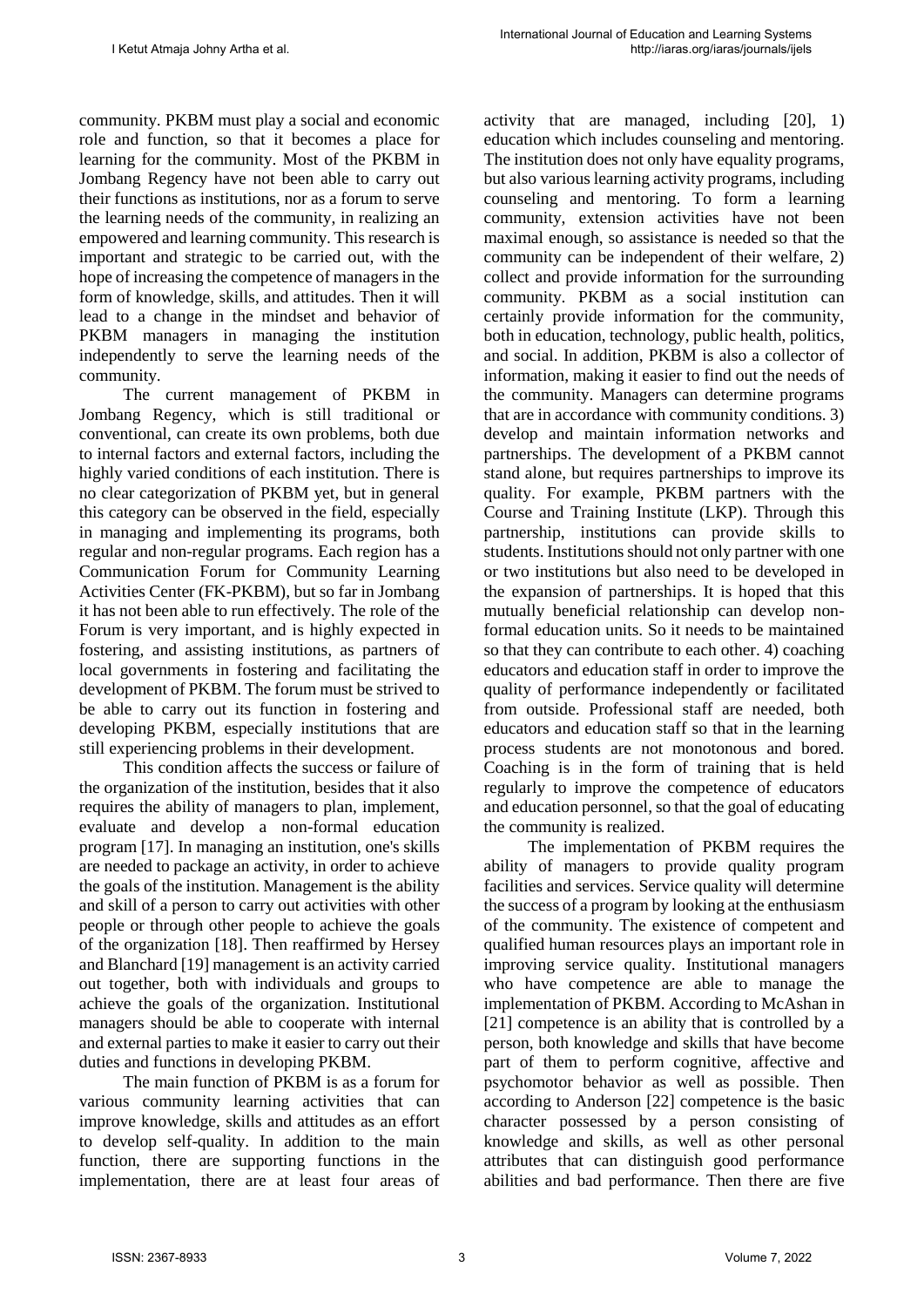community. PKBM must play a social and economic role and function, so that it becomes a place for learning for the community. Most of the PKBM in Jombang Regency have not been able to carry out their functions as institutions, nor as a forum to serve the learning needs of the community, in realizing an empowered and learning community. This research is important and strategic to be carried out, with the hope of increasing the competence of managers in the form of knowledge, skills, and attitudes. Then it will lead to a change in the mindset and behavior of PKBM managers in managing the institution independently to serve the learning needs of the community.

The current management of PKBM in Jombang Regency, which is still traditional or conventional, can create its own problems, both due to internal factors and external factors, including the highly varied conditions of each institution. There is no clear categorization of PKBM yet, but in general this category can be observed in the field, especially in managing and implementing its programs, both regular and non-regular programs. Each region has a Communication Forum for Community Learning Activities Center (FK-PKBM), but so far in Jombang it has not been able to run effectively. The role of the Forum is very important, and is highly expected in fostering, and assisting institutions, as partners of local governments in fostering and facilitating the development of PKBM. The forum must be strived to be able to carry out its function in fostering and developing PKBM, especially institutions that are still experiencing problems in their development.

This condition affects the success or failure of the organization of the institution, besides that it also requires the ability of managers to plan, implement, evaluate and develop a non-formal education program [17]. In managing an institution, one's skills are needed to package an activity, in order to achieve the goals of the institution. Management is the ability and skill of a person to carry out activities with other people or through other people to achieve the goals of the organization [18]. Then reaffirmed by Hersey and Blanchard [19] management is an activity carried out together, both with individuals and groups to achieve the goals of the organization. Institutional managers should be able to cooperate with internal and external parties to make it easier to carry out their duties and functions in developing PKBM.

The main function of PKBM is as a forum for various community learning activities that can improve knowledge, skills and attitudes as an effort to develop self-quality. In addition to the main function, there are supporting functions in the implementation, there are at least four areas of activity that are managed, including [20], 1) education which includes counseling and mentoring. The institution does not only have equality programs, but also various learning activity programs, including counseling and mentoring. To form a learning community, extension activities have not been maximal enough, so assistance is needed so that the community can be independent of their welfare, 2) collect and provide information for the surrounding community. PKBM as a social institution can certainly provide information for the community, both in education, technology, public health, politics, and social. In addition, PKBM is also a collector of information, making it easier to find out the needs of the community. Managers can determine programs that are in accordance with community conditions. 3) develop and maintain information networks and partnerships. The development of a PKBM cannot stand alone, but requires partnerships to improve its quality. For example, PKBM partners with the Course and Training Institute (LKP). Through this partnership, institutions can provide skills to students. Institutions should not only partner with one or two institutions but also need to be developed in the expansion of partnerships. It is hoped that this mutually beneficial relationship can develop non-formal education units. So it needs to be maintained so that they can contribute to each other. 4) coaching educators and education staff in order to improve the quality of performance independently or facilitated from outside. Professional staff are needed, both educators and education staff so that in the learning process students are not monotonous and bored. Coaching is in the form of training that is held regularly to improve the competence of educators and education personnel, so that the goal of educating the community is realized.

The implementation of PKBM requires the ability of managers to provide quality program facilities and services. Service quality will determine the success of a program by looking at the enthusiasm of the community. The existence of competent and qualified human resources plays an important role in improving service quality. Institutional managers who have competence are able to manage the implementation of PKBM. According to McAshan in [21] competence is an ability that is controlled by a person, both knowledge and skills that have become part of them to perform cognitive, affective and psychomotor behavior as well as possible. Then according to Anderson [22] competence is the basic character possessed by a person consisting of knowledge and skills, as well as other personal attributes that can distinguish good performance abilities and bad performance. Then there are five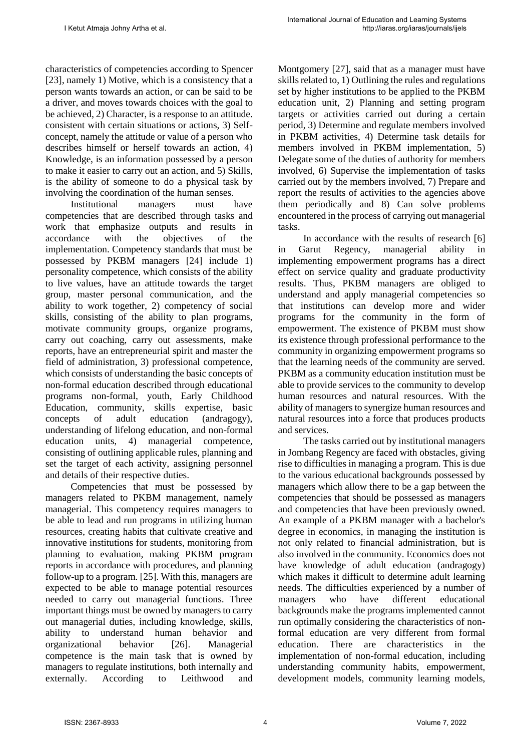characteristics of competencies according to Spencer [23], namely 1) Motive, which is a consistency that a person wants towards an action, or can be said to be a driver, and moves towards choices with the goal to be achieved, 2) Character, is a response to an attitude. consistent with certain situations or actions, 3) Self-concept, namely the attitude or value of a person who describes himself or herself towards an action, 4) Knowledge, is an information possessed by a person to make it easier to carry out an action, and 5) Skills, is the ability of someone to do a physical task by involving the coordination of the human senses.

Institutional managers must have competencies that are described through tasks and work that emphasize outputs and results in accordance with the objectives of the implementation. Competency standards that must be possessed by PKBM managers [24] include 1) personality competence, which consists of the ability to live values, have an attitude towards the target group, master personal communication, and the ability to work together, 2) competency of social skills, consisting of the ability to plan programs, motivate community groups, organize programs, carry out coaching, carry out assessments, make reports, have an entrepreneurial spirit and master the field of administration, 3) professional competence, which consists of understanding the basic concepts of non-formal education described through educational programs non-formal, youth, Early Childhood Education, community, skills expertise, basic concepts of adult education (andragogy), understanding of lifelong education, and non-formal education units, 4) managerial competence, consisting of outlining applicable rules, planning and set the target of each activity, assigning personnel and details of their respective duties.

Competencies that must be possessed by managers related to PKBM management, namely managerial. This competency requires managers to be able to lead and run programs in utilizing human resources, creating habits that cultivate creative and innovative institutions for students, monitoring from planning to evaluation, making PKBM program reports in accordance with procedures, and planning follow-up to a program. [25]. With this, managers are expected to be able to manage potential resources needed to carry out managerial functions. Three important things must be owned by managers to carry out managerial duties, including knowledge, skills, ability to understand human behavior and organizational behavior [26]. Managerial competence is the main task that is owned by managers to regulate institutions, both internally and externally. According to Leithwood and Montgomery [27], said that as a manager must have skills related to, 1) Outlining the rules and regulations set by higher institutions to be applied to the PKBM education unit, 2) Planning and setting program targets or activities carried out during a certain period, 3) Determine and regulate members involved in PKBM activities, 4) Determine task details for members involved in PKBM implementation, 5) Delegate some of the duties of authority for members involved, 6) Supervise the implementation of tasks carried out by the members involved, 7) Prepare and report the results of activities to the agencies above them periodically and 8) Can solve problems encountered in the process of carrying out managerial tasks.

In accordance with the results of research [6] in Garut Regency, managerial ability in implementing empowerment programs has a direct effect on service quality and graduate productivity results. Thus, PKBM managers are obliged to understand and apply managerial competencies so that institutions can develop more and wider programs for the community in the form of empowerment. The existence of PKBM must show its existence through professional performance to the community in organizing empowerment programs so that the learning needs of the community are served. PKBM as a community education institution must be able to provide services to the community to develop human resources and natural resources. With the ability of managers to synergize human resources and natural resources into a force that produces products and services.

The tasks carried out by institutional managers in Jombang Regency are faced with obstacles, giving rise to difficulties in managing a program. This is due to the various educational backgrounds possessed by managers which allow there to be a gap between the competencies that should be possessed as managers and competencies that have been previously owned. An example of a PKBM manager with a bachelor's degree in economics, in managing the institution is not only related to financial administration, but is also involved in the community. Economics does not have knowledge of adult education (andragogy) which makes it difficult to determine adult learning needs. The difficulties experienced by a number of managers who have different educational backgrounds make the programs implemented cannot run optimally considering the characteristics of non-formal education are very different from formal education. There are characteristics in the implementation of non-formal education, including understanding community habits, empowerment, development models, community learning models,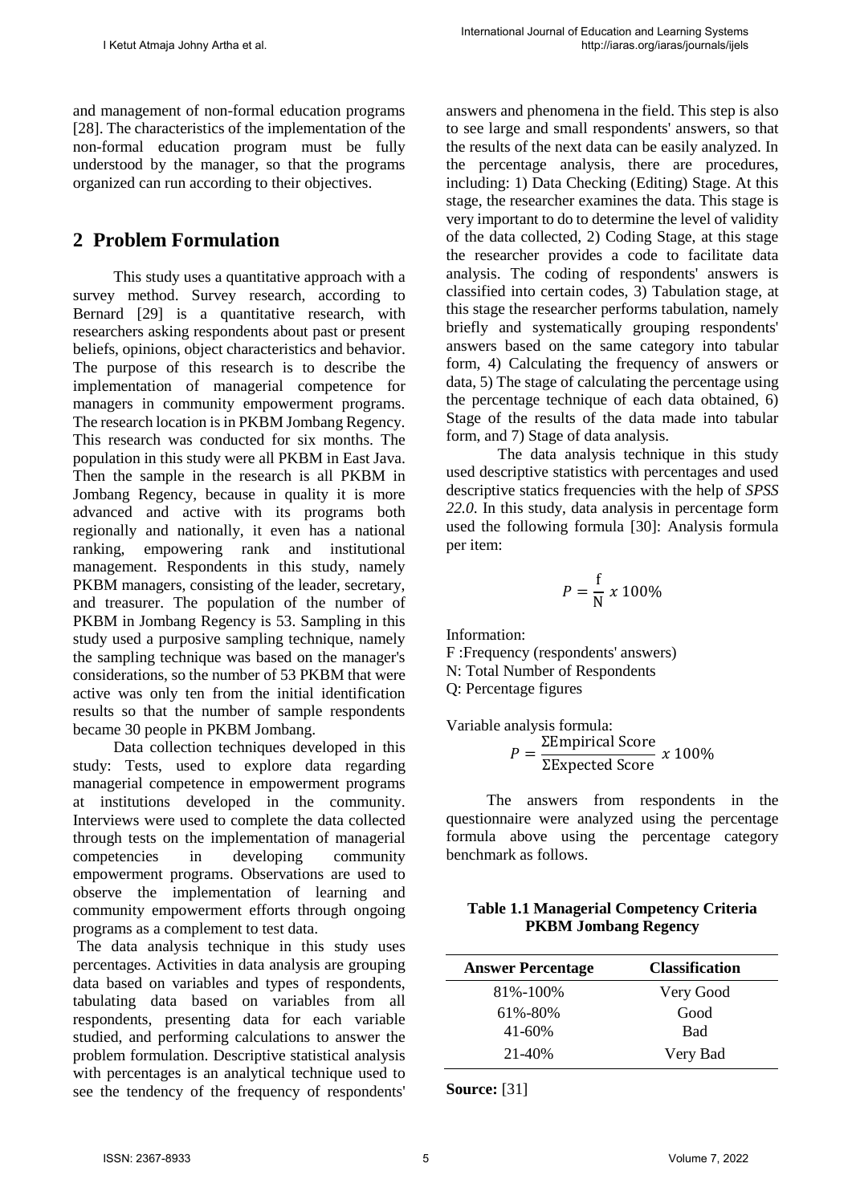and management of non-formal education programs [28]. The characteristics of the implementation of the non-formal education program must be fully understood by the manager, so that the programs organized can run according to their objectives.

## 2 Problem Formulation

This study uses a quantitative approach with a survey method. Survey research, according to Bernard [29] is a quantitative research, with researchers asking respondents about past or present beliefs, opinions, object characteristics and behavior. The purpose of this research is to describe the implementation of managerial competence for managers in community empowerment programs. The research location is in PKBM Jombang Regency. This research was conducted for six months. The population in this study were all PKBM in East Java. Then the sample in the research is all PKBM in Jombang Regency, because in quality it is more advanced and active with its programs both regionally and nationally, it even has a national ranking, empowering rank and institutional management. Respondents in this study, namely PKBM managers, consisting of the leader, secretary, and treasurer. The population of the number of PKBM in Jombang Regency is 53. Sampling in this study used a purposive sampling technique, namely the sampling technique was based on the manager's considerations, so the number of 53 PKBM that were active was only ten from the initial identification results so that the number of sample respondents became 30 people in PKBM Jombang.

Data collection techniques developed in this study: Tests, used to explore data regarding managerial competence in empowerment programs at institutions developed in the community. Interviews were used to complete the data collected through tests on the implementation of managerial competencies in developing community empowerment programs. Observations are used to observe the implementation of learning and community empowerment efforts through ongoing programs as a complement to test data.

The data analysis technique in this study uses percentages. Activities in data analysis are grouping data based on variables and types of respondents, tabulating data based on variables from all respondents, presenting data for each variable studied, and performing calculations to answer the problem formulation. Descriptive statistical analysis with percentages is an analytical technique used to see the tendency of the frequency of respondents' answers and phenomena in the field. This step is also to see large and small respondents' answers, so that the results of the next data can be easily analyzed. In the percentage analysis, there are procedures, including: 1) Data Checking (Editing) Stage. At this stage, the researcher examines the data. This stage is very important to do to determine the level of validity of the data collected, 2) Coding Stage, at this stage the researcher provides a code to facilitate data analysis. The coding of respondents' answers is classified into certain codes, 3) Tabulation stage, at this stage the researcher performs tabulation, namely briefly and systematically grouping respondents' answers based on the same category into tabular form, 4) Calculating the frequency of answers or data, 5) The stage of calculating the percentage using the percentage technique of each data obtained, 6) Stage of the results of the data made into tabular form, and 7) Stage of data analysis.

The data analysis technique in this study used descriptive statistics with percentages and used descriptive statics frequencies with the help of *SPSS 22.0*. In this study, data analysis in percentage form used the following formula [30]: Analysis formula per item:

$$P = \frac{\text{f}}{\text{N}}\ x\ 100\%$$

Information:
F :Frequency (respondents' answers)
N: Total Number of Respondents
Q: Percentage figures

Variable analysis formula:

$$P = \frac{\Sigma\text{Empirical Score}}{\Sigma\text{Expected Score}}\ x\ 100\%$$

The answers from respondents in the questionnaire were analyzed using the percentage formula above using the percentage category benchmark as follows.

**Table 1.1 Managerial Competency Criteria PKBM Jombang Regency**

| Answer Percentage | Classification |
|---|---|
| 81%-100% | Very Good |
| 61%-80% | Good |
| 41-60% | Bad |
| 21-40% | Very Bad |

**Source:** [31]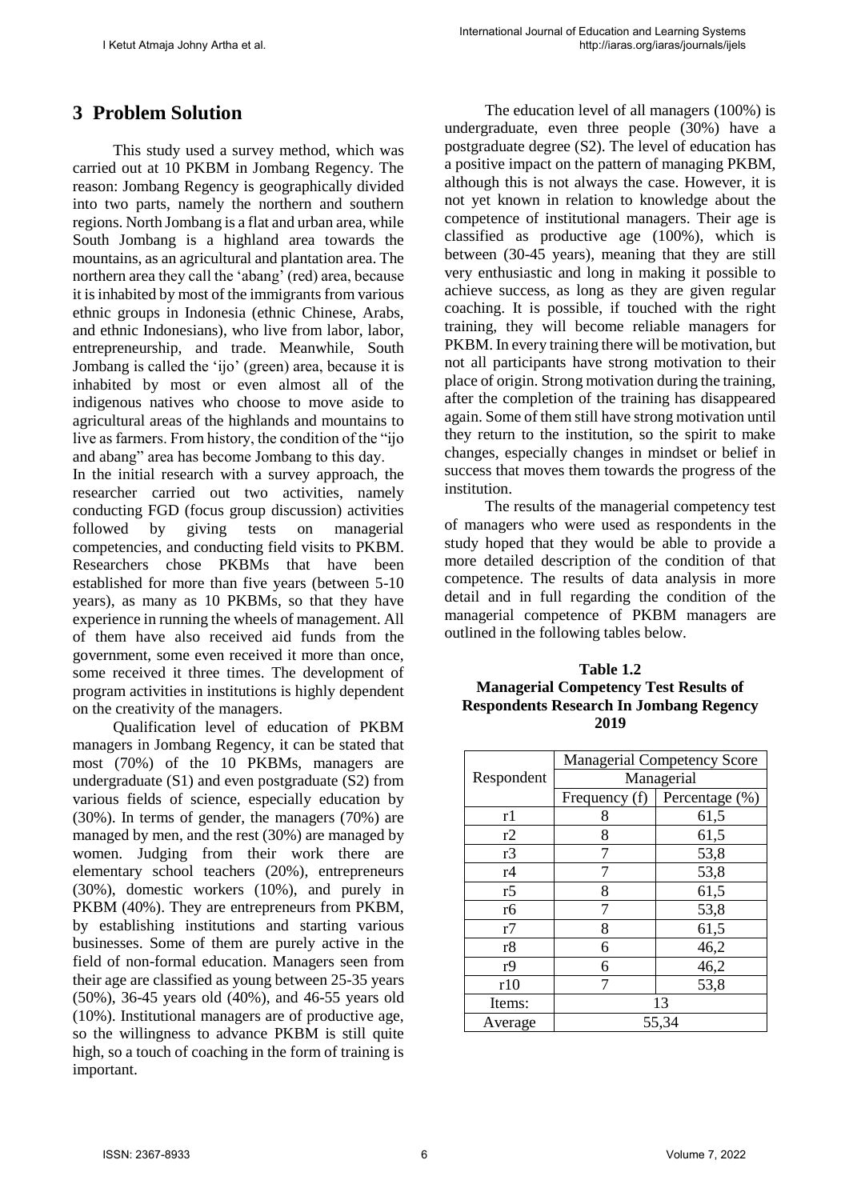# 3 Problem Solution

This study used a survey method, which was carried out at 10 PKBM in Jombang Regency. The reason: Jombang Regency is geographically divided into two parts, namely the northern and southern regions. North Jombang is a flat and urban area, while South Jombang is a highland area towards the mountains, as an agricultural and plantation area. The northern area they call the 'abang' (red) area, because it is inhabited by most of the immigrants from various ethnic groups in Indonesia (ethnic Chinese, Arabs, and ethnic Indonesians), who live from labor, labor, entrepreneurship, and trade. Meanwhile, South Jombang is called the 'ijo' (green) area, because it is inhabited by most or even almost all of the indigenous natives who choose to move aside to agricultural areas of the highlands and mountains to live as farmers. From history, the condition of the "ijo and abang" area has become Jombang to this day.

In the initial research with a survey approach, the researcher carried out two activities, namely conducting FGD (focus group discussion) activities followed by giving tests on managerial competencies, and conducting field visits to PKBM. Researchers chose PKBMs that have been established for more than five years (between 5-10 years), as many as 10 PKBMs, so that they have experience in running the wheels of management. All of them have also received aid funds from the government, some even received it more than once, some received it three times. The development of program activities in institutions is highly dependent on the creativity of the managers.

Qualification level of education of PKBM managers in Jombang Regency, it can be stated that most (70%) of the 10 PKBMs, managers are undergraduate (S1) and even postgraduate (S2) from various fields of science, especially education by (30%). In terms of gender, the managers (70%) are managed by men, and the rest (30%) are managed by women. Judging from their work there are elementary school teachers (20%), entrepreneurs (30%), domestic workers (10%), and purely in PKBM (40%). They are entrepreneurs from PKBM, by establishing institutions and starting various businesses. Some of them are purely active in the field of non-formal education. Managers seen from their age are classified as young between 25-35 years (50%), 36-45 years old (40%), and 46-55 years old (10%). Institutional managers are of productive age, so the willingness to advance PKBM is still quite high, so a touch of coaching in the form of training is important.

The education level of all managers (100%) is undergraduate, even three people (30%) have a postgraduate degree (S2). The level of education has a positive impact on the pattern of managing PKBM, although this is not always the case. However, it is not yet known in relation to knowledge about the competence of institutional managers. Their age is classified as productive age (100%), which is between (30-45 years), meaning that they are still very enthusiastic and long in making it possible to achieve success, as long as they are given regular coaching. It is possible, if touched with the right training, they will become reliable managers for PKBM. In every training there will be motivation, but not all participants have strong motivation to their place of origin. Strong motivation during the training, after the completion of the training has disappeared again. Some of them still have strong motivation until they return to the institution, so the spirit to make changes, especially changes in mindset or belief in success that moves them towards the progress of the institution.

The results of the managerial competency test of managers who were used as respondents in the study hoped that they would be able to provide a more detailed description of the condition of that competence. The results of data analysis in more detail and in full regarding the condition of the managerial competence of PKBM managers are outlined in the following tables below.

**Table 1.2**
**Managerial Competency Test Results of Respondents Research In Jombang Regency 2019**

| Respondent | Managerial Competency Score | |
|---|---|---|
| | Managerial | |
| | Frequency (f) | Percentage (%) |
| r1 | 8 | 61,5 |
| r2 | 8 | 61,5 |
| r3 | 7 | 53,8 |
| r4 | 7 | 53,8 |
| r5 | 8 | 61,5 |
| r6 | 7 | 53,8 |
| r7 | 8 | 61,5 |
| r8 | 6 | 46,2 |
| r9 | 6 | 46,2 |
| r10 | 7 | 53,8 |
| Items: | 13 | |
| Average | 55,34 | |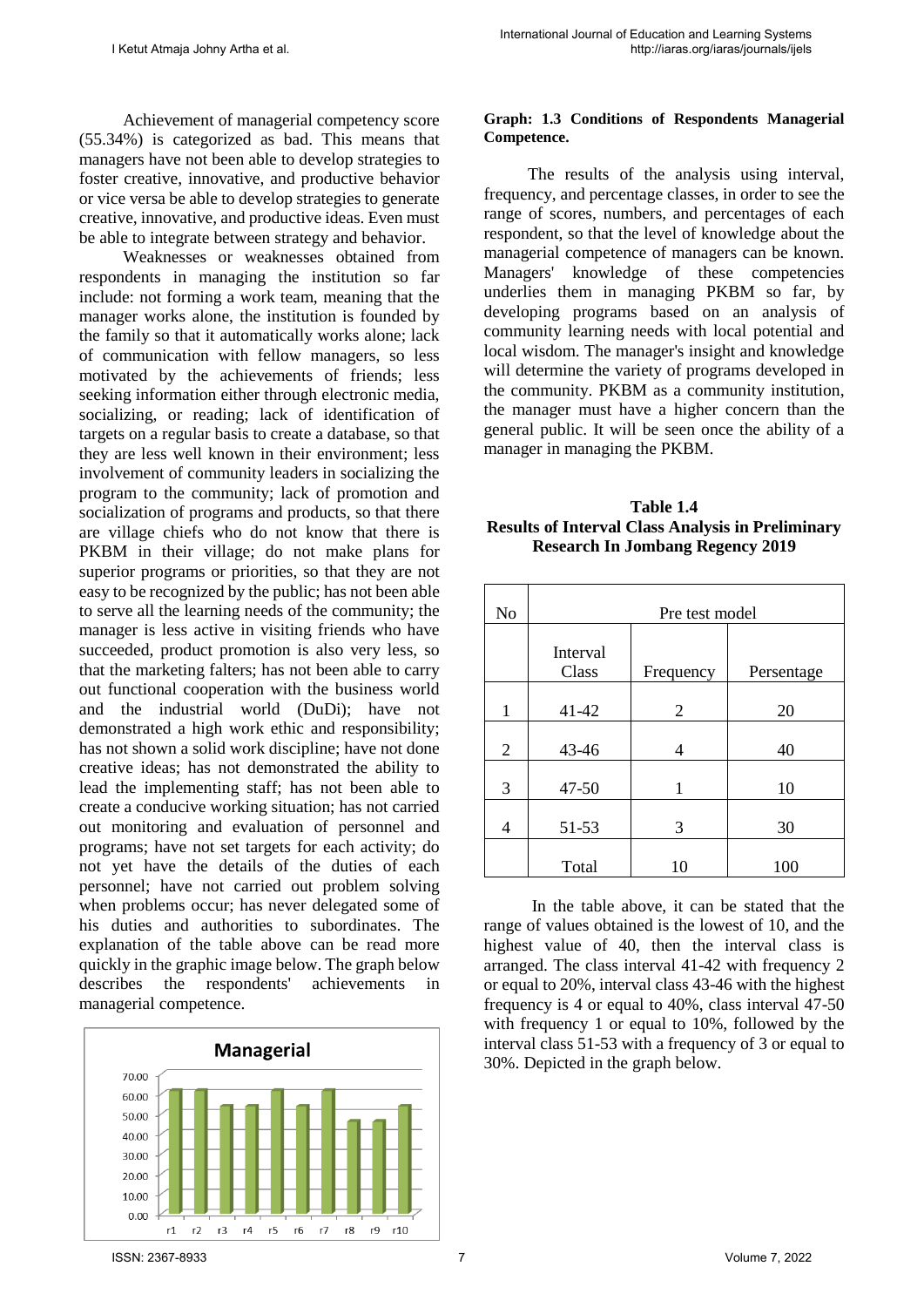Achievement of managerial competency score (55.34%) is categorized as bad. This means that managers have not been able to develop strategies to foster creative, innovative, and productive behavior or vice versa be able to develop strategies to generate creative, innovative, and productive ideas. Even must be able to integrate between strategy and behavior.

Weaknesses or weaknesses obtained from respondents in managing the institution so far include: not forming a work team, meaning that the manager works alone, the institution is founded by the family so that it automatically works alone; lack of communication with fellow managers, so less motivated by the achievements of friends; less seeking information either through electronic media, socializing, or reading; lack of identification of targets on a regular basis to create a database, so that they are less well known in their environment; less involvement of community leaders in socializing the program to the community; lack of promotion and socialization of programs and products, so that there are village chiefs who do not know that there is PKBM in their village; do not make plans for superior programs or priorities, so that they are not easy to be recognized by the public; has not been able to serve all the learning needs of the community; the manager is less active in visiting friends who have succeeded, product promotion is also very less, so that the marketing falters; has not been able to carry out functional cooperation with the business world and the industrial world (DuDi); have not demonstrated a high work ethic and responsibility; has not shown a solid work discipline; have not done creative ideas; has not demonstrated the ability to lead the implementing staff; has not been able to create a conducive working situation; has not carried out monitoring and evaluation of personnel and programs; have not set targets for each activity; do not yet have the details of the duties of each personnel; have not carried out problem solving when problems occur; has never delegated some of his duties and authorities to subordinates. The explanation of the table above can be read more quickly in the graphic image below. The graph below describes the respondents' achievements in managerial competence.

**Graph: 1.3 Conditions of Respondents Managerial Competence.**

The results of the analysis using interval, frequency, and percentage classes, in order to see the range of scores, numbers, and percentages of each respondent, so that the level of knowledge about the managerial competence of managers can be known. Managers' knowledge of these competencies underlies them in managing PKBM so far, by developing programs based on an analysis of community learning needs with local potential and local wisdom. The manager's insight and knowledge will determine the variety of programs developed in the community. PKBM as a community institution, the manager must have a higher concern than the general public. It will be seen once the ability of a manager in managing the PKBM.

**Table 1.4**
**Results of Interval Class Analysis in Preliminary Research In Jombang Regency 2019**

| No | Pre test model | | |
|---|---|---|---|
| | Interval Class | Frequency | Persentage |
| 1 | 41-42 | 2 | 20 |
| 2 | 43-46 | 4 | 40 |
| 3 | 47-50 | 1 | 10 |
| 4 | 51-53 | 3 | 30 |
| | Total | 10 | 100 |

In the table above, it can be stated that the range of values obtained is the lowest of 10, and the highest value of 40, then the interval class is arranged. The class interval 41-42 with frequency 2 or equal to 20%, interval class 43-46 with the highest frequency is 4 or equal to 40%, class interval 47-50 with frequency 1 or equal to 10%, followed by the interval class 51-53 with a frequency of 3 or equal to 30%. Depicted in the graph below.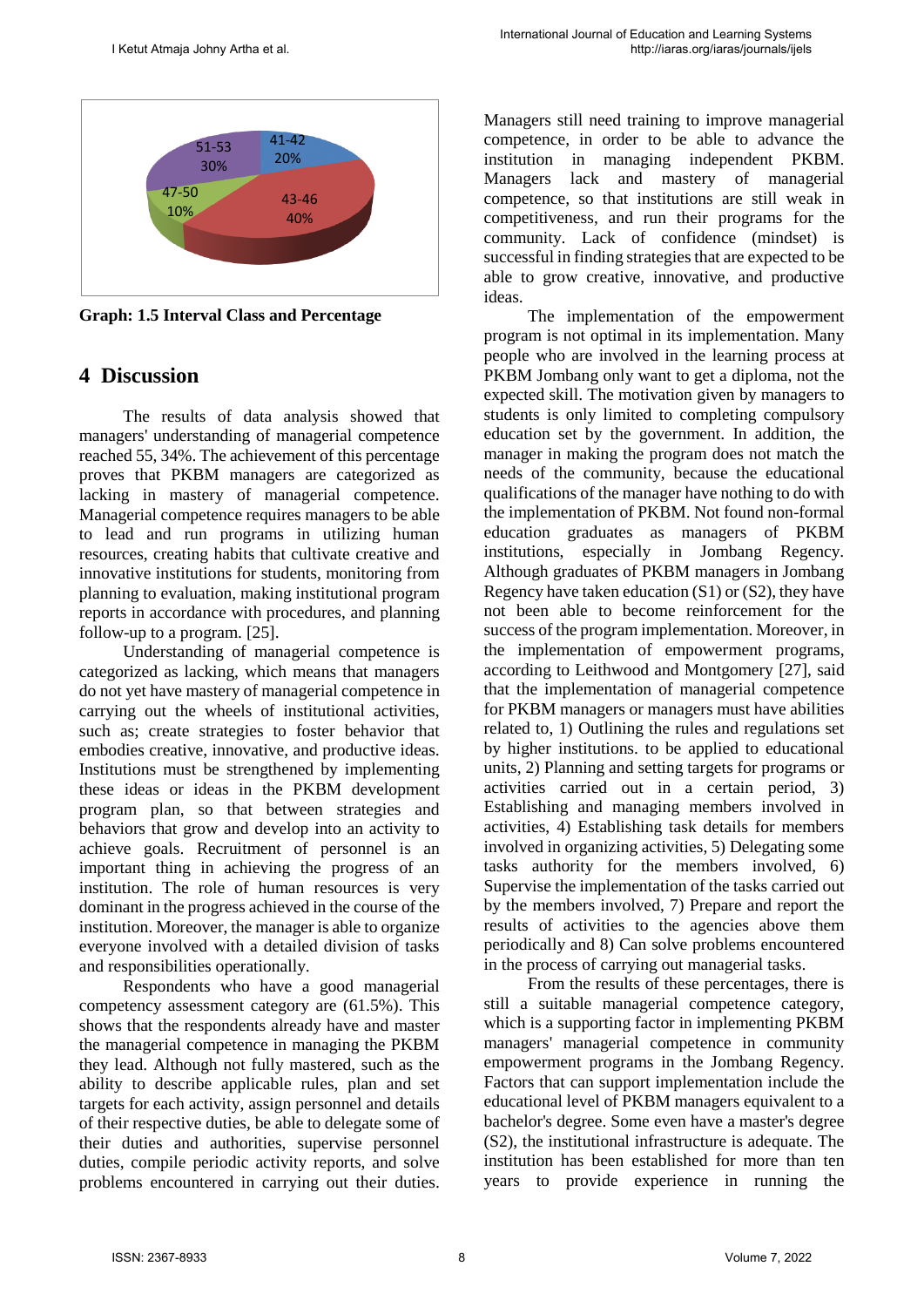Graph: 1.5 Interval Class and Percentage

## 4 Discussion

The results of data analysis showed that managers' understanding of managerial competence reached 55, 34%. The achievement of this percentage proves that PKBM managers are categorized as lacking in mastery of managerial competence. Managerial competence requires managers to be able to lead and run programs in utilizing human resources, creating habits that cultivate creative and innovative institutions for students, monitoring from planning to evaluation, making institutional program reports in accordance with procedures, and planning follow-up to a program. [25].

Understanding of managerial competence is categorized as lacking, which means that managers do not yet have mastery of managerial competence in carrying out the wheels of institutional activities, such as; create strategies to foster behavior that embodies creative, innovative, and productive ideas. Institutions must be strengthened by implementing these ideas or ideas in the PKBM development program plan, so that between strategies and behaviors that grow and develop into an activity to achieve goals. Recruitment of personnel is an important thing in achieving the progress of an institution. The role of human resources is very dominant in the progress achieved in the course of the institution. Moreover, the manager is able to organize everyone involved with a detailed division of tasks and responsibilities operationally.

Respondents who have a good managerial competency assessment category are (61.5%). This shows that the respondents already have and master the managerial competence in managing the PKBM they lead. Although not fully mastered, such as the ability to describe applicable rules, plan and set targets for each activity, assign personnel and details of their respective duties, be able to delegate some of their duties and authorities, supervise personnel duties, compile periodic activity reports, and solve problems encountered in carrying out their duties. Managers still need training to improve managerial competence, in order to be able to advance the institution in managing independent PKBM. Managers lack and mastery of managerial competence, so that institutions are still weak in competitiveness, and run their programs for the community. Lack of confidence (mindset) is successful in finding strategies that are expected to be able to grow creative, innovative, and productive ideas.

The implementation of the empowerment program is not optimal in its implementation. Many people who are involved in the learning process at PKBM Jombang only want to get a diploma, not the expected skill. The motivation given by managers to students is only limited to completing compulsory education set by the government. In addition, the manager in making the program does not match the needs of the community, because the educational qualifications of the manager have nothing to do with the implementation of PKBM. Not found non-formal education graduates as managers of PKBM institutions, especially in Jombang Regency. Although graduates of PKBM managers in Jombang Regency have taken education (S1) or (S2), they have not been able to become reinforcement for the success of the program implementation. Moreover, in the implementation of empowerment programs, according to Leithwood and Montgomery [27], said that the implementation of managerial competence for PKBM managers or managers must have abilities related to, 1) Outlining the rules and regulations set by higher institutions. to be applied to educational units, 2) Planning and setting targets for programs or activities carried out in a certain period, 3) Establishing and managing members involved in activities, 4) Establishing task details for members involved in organizing activities, 5) Delegating some tasks authority for the members involved, 6) Supervise the implementation of the tasks carried out by the members involved, 7) Prepare and report the results of activities to the agencies above them periodically and 8) Can solve problems encountered in the process of carrying out managerial tasks.

From the results of these percentages, there is still a suitable managerial competence category, which is a supporting factor in implementing PKBM managers' managerial competence in community empowerment programs in the Jombang Regency. Factors that can support implementation include the educational level of PKBM managers equivalent to a bachelor's degree. Some even have a master's degree (S2), the institutional infrastructure is adequate. The institution has been established for more than ten years to provide experience in running the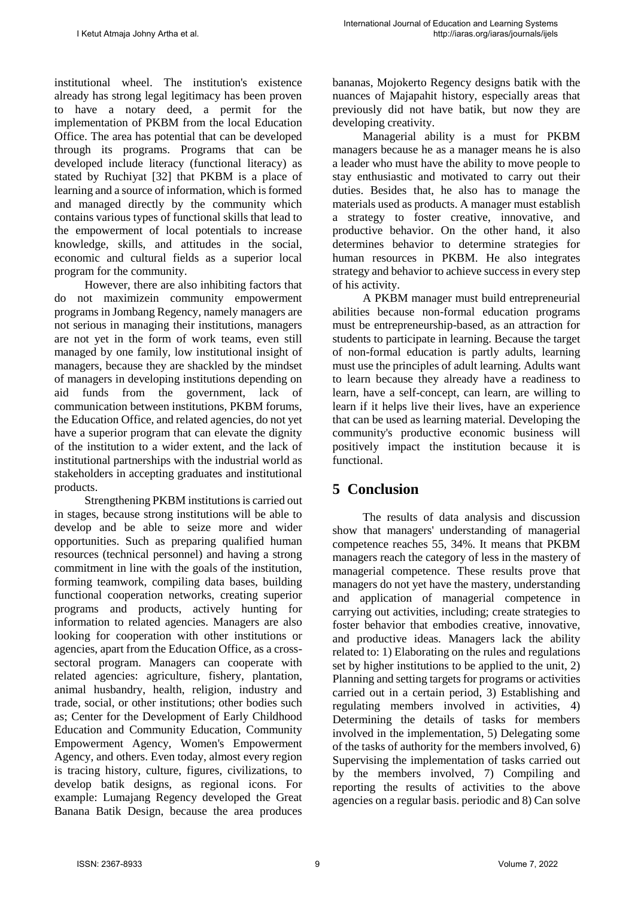institutional wheel. The institution's existence already has strong legal legitimacy has been proven to have a notary deed, a permit for the implementation of PKBM from the local Education Office. The area has potential that can be developed through its programs. Programs that can be developed include literacy (functional literacy) as stated by Ruchiyat [32] that PKBM is a place of learning and a source of information, which is formed and managed directly by the community which contains various types of functional skills that lead to the empowerment of local potentials to increase knowledge, skills, and attitudes in the social, economic and cultural fields as a superior local program for the community.

However, there are also inhibiting factors that do not maximizein community empowerment programs in Jombang Regency, namely managers are not serious in managing their institutions, managers are not yet in the form of work teams, even still managed by one family, low institutional insight of managers, because they are shackled by the mindset of managers in developing institutions depending on aid funds from the government, lack of communication between institutions, PKBM forums, the Education Office, and related agencies, do not yet have a superior program that can elevate the dignity of the institution to a wider extent, and the lack of institutional partnerships with the industrial world as stakeholders in accepting graduates and institutional products.

Strengthening PKBM institutions is carried out in stages, because strong institutions will be able to develop and be able to seize more and wider opportunities. Such as preparing qualified human resources (technical personnel) and having a strong commitment in line with the goals of the institution, forming teamwork, compiling data bases, building functional cooperation networks, creating superior programs and products, actively hunting for information to related agencies. Managers are also looking for cooperation with other institutions or agencies, apart from the Education Office, as a cross-sectoral program. Managers can cooperate with related agencies: agriculture, fishery, plantation, animal husbandry, health, religion, industry and trade, social, or other institutions; other bodies such as; Center for the Development of Early Childhood Education and Community Education, Community Empowerment Agency, Women's Empowerment Agency, and others. Even today, almost every region is tracing history, culture, figures, civilizations, to develop batik designs, as regional icons. For example: Lumajang Regency developed the Great Banana Batik Design, because the area produces bananas, Mojokerto Regency designs batik with the nuances of Majapahit history, especially areas that previously did not have batik, but now they are developing creativity.

Managerial ability is a must for PKBM managers because he as a manager means he is also a leader who must have the ability to move people to stay enthusiastic and motivated to carry out their duties. Besides that, he also has to manage the materials used as products. A manager must establish a strategy to foster creative, innovative, and productive behavior. On the other hand, it also determines behavior to determine strategies for human resources in PKBM. He also integrates strategy and behavior to achieve success in every step of his activity.

A PKBM manager must build entrepreneurial abilities because non-formal education programs must be entrepreneurship-based, as an attraction for students to participate in learning. Because the target of non-formal education is partly adults, learning must use the principles of adult learning. Adults want to learn because they already have a readiness to learn, have a self-concept, can learn, are willing to learn if it helps live their lives, have an experience that can be used as learning material. Developing the community's productive economic business will positively impact the institution because it is functional.

# 5 Conclusion

The results of data analysis and discussion show that managers' understanding of managerial competence reaches 55, 34%. It means that PKBM managers reach the category of less in the mastery of managerial competence. These results prove that managers do not yet have the mastery, understanding and application of managerial competence in carrying out activities, including; create strategies to foster behavior that embodies creative, innovative, and productive ideas. Managers lack the ability related to: 1) Elaborating on the rules and regulations set by higher institutions to be applied to the unit, 2) Planning and setting targets for programs or activities carried out in a certain period, 3) Establishing and regulating members involved in activities, 4) Determining the details of tasks for members involved in the implementation, 5) Delegating some of the tasks of authority for the members involved, 6) Supervising the implementation of tasks carried out by the members involved, 7) Compiling and reporting the results of activities to the above agencies on a regular basis. periodic and 8) Can solve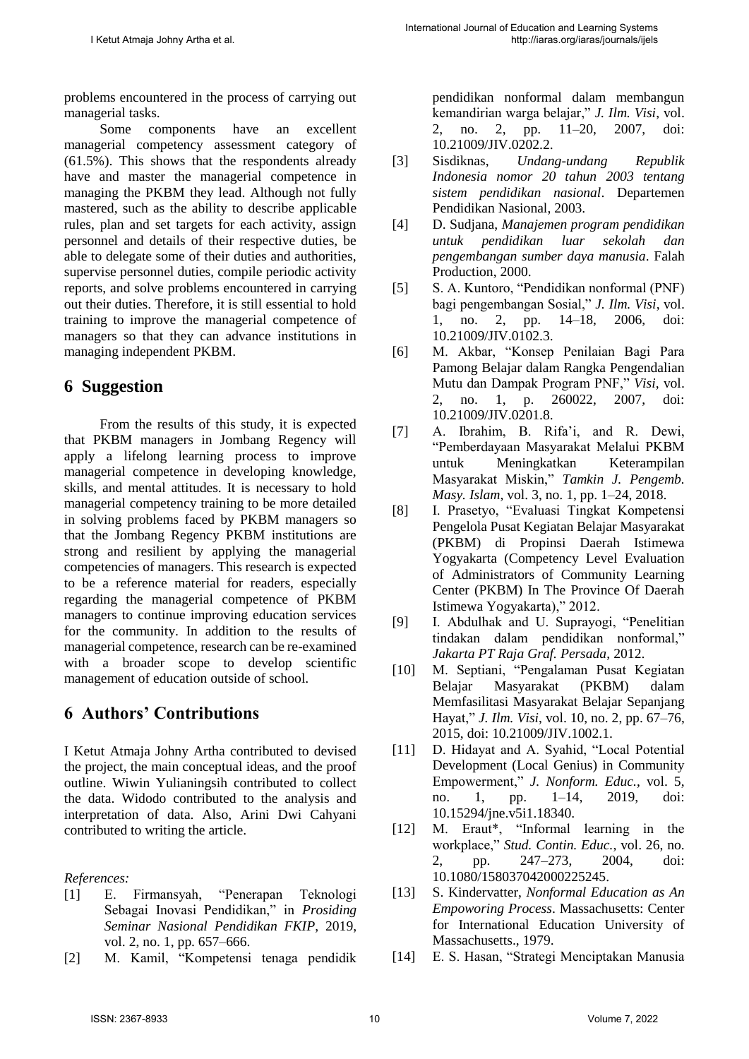problems encountered in the process of carrying out managerial tasks.

Some components have an excellent managerial competency assessment category of (61.5%). This shows that the respondents already have and master the managerial competence in managing the PKBM they lead. Although not fully mastered, such as the ability to describe applicable rules, plan and set targets for each activity, assign personnel and details of their respective duties, be able to delegate some of their duties and authorities, supervise personnel duties, compile periodic activity reports, and solve problems encountered in carrying out their duties. Therefore, it is still essential to hold training to improve the managerial competence of managers so that they can advance institutions in managing independent PKBM.

# 6 Suggestion

From the results of this study, it is expected that PKBM managers in Jombang Regency will apply a lifelong learning process to improve managerial competence in developing knowledge, skills, and mental attitudes. It is necessary to hold managerial competency training to be more detailed in solving problems faced by PKBM managers so that the Jombang Regency PKBM institutions are strong and resilient by applying the managerial competencies of managers. This research is expected to be a reference material for readers, especially regarding the managerial competence of PKBM managers to continue improving education services for the community. In addition to the results of managerial competence, research can be re-examined with a broader scope to develop scientific management of education outside of school.

# 6 Authors' Contributions

I Ketut Atmaja Johny Artha contributed to devised the project, the main conceptual ideas, and the proof outline. Wiwin Yulianingsih contributed to collect the data. Widodo contributed to the analysis and interpretation of data. Also, Arini Dwi Cahyani contributed to writing the article.

*References:*

[1] E. Firmansyah, "Penerapan Teknologi Sebagai Inovasi Pendidikan," in *Prosiding Seminar Nasional Pendidikan FKIP*, 2019, vol. 2, no. 1, pp. 657–666.

[2] M. Kamil, "Kompetensi tenaga pendidik pendidikan nonformal dalam membangun kemandirian warga belajar," *J. Ilm. Visi*, vol. 2, no. 2, pp. 11–20, 2007, doi: 10.21009/JIV.0202.2.

[3] Sisdiknas, *Undang-undang Republik Indonesia nomor 20 tahun 2003 tentang sistem pendidikan nasional*. Departemen Pendidikan Nasional, 2003.

[4] D. Sudjana, *Manajemen program pendidikan untuk pendidikan luar sekolah dan pengembangan sumber daya manusia*. Falah Production, 2000.

[5] S. A. Kuntoro, "Pendidikan nonformal (PNF) bagi pengembangan Sosial," *J. Ilm. Visi*, vol. 1, no. 2, pp. 14–18, 2006, doi: 10.21009/JIV.0102.3.

[6] M. Akbar, "Konsep Penilaian Bagi Para Pamong Belajar dalam Rangka Pengendalian Mutu dan Dampak Program PNF," *Visi*, vol. 2, no. 1, p. 260022, 2007, doi: 10.21009/JIV.0201.8.

[7] A. Ibrahim, B. Rifa'i, and R. Dewi, "Pemberdayaan Masyarakat Melalui PKBM untuk Meningkatkan Keterampilan Masyarakat Miskin," *Tamkin J. Pengemb. Masy. Islam*, vol. 3, no. 1, pp. 1–24, 2018.

[8] I. Prasetyo, "Evaluasi Tingkat Kompetensi Pengelola Pusat Kegiatan Belajar Masyarakat (PKBM) di Propinsi Daerah Istimewa Yogyakarta (Competency Level Evaluation of Administrators of Community Learning Center (PKBM) In The Province Of Daerah Istimewa Yogyakarta)," 2012.

[9] I. Abdulhak and U. Suprayogi, "Penelitian tindakan dalam pendidikan nonformal," *Jakarta PT Raja Graf. Persada*, 2012.

[10] M. Septiani, "Pengalaman Pusat Kegiatan Belajar Masyarakat (PKBM) dalam Memfasilitasi Masyarakat Belajar Sepanjang Hayat," *J. Ilm. Visi*, vol. 10, no. 2, pp. 67–76, 2015, doi: 10.21009/JIV.1002.1.

[11] D. Hidayat and A. Syahid, "Local Potential Development (Local Genius) in Community Empowerment," *J. Nonform. Educ.*, vol. 5, no. 1, pp. 1–14, 2019, doi: 10.15294/jne.v5i1.18340.

[12] M. Eraut*, "Informal learning in the workplace," *Stud. Contin. Educ.*, vol. 26, no. 2, pp. 247–273, 2004, doi: 10.1080/158037042000225245.

[13] S. Kindervatter, *Nonformal Education as An Empowering Process*. Massachusetts: Center for International Education University of Massachusetts., 1979.

[14] E. S. Hasan, "Strategi Menciptakan Manusia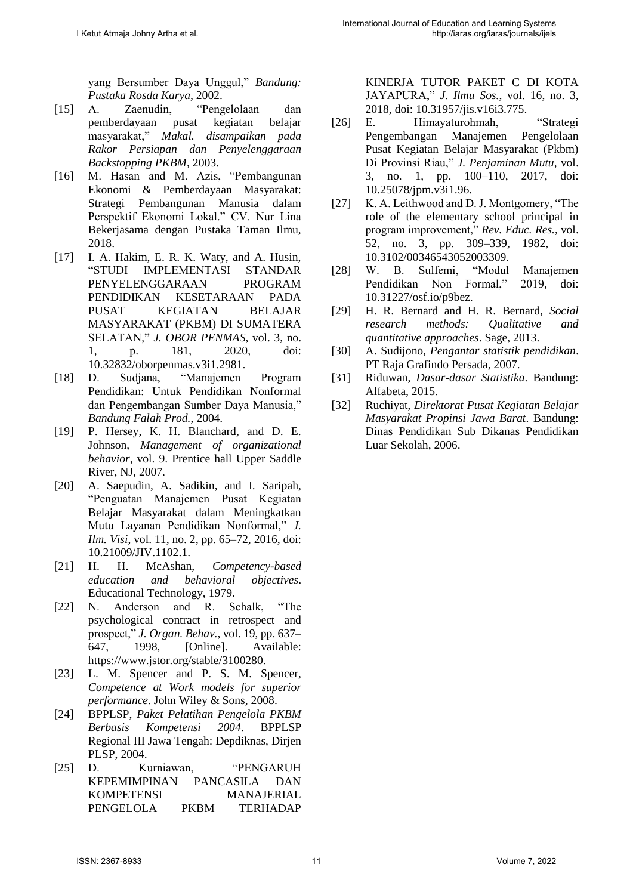yang Bersumber Daya Unggul," *Bandung: Pustaka Rosda Karya*, 2002.

[15] A. Zaenudin, "Pengelolaan dan pemberdayaan pusat kegiatan belajar masyarakat," *Makal. disampaikan pada Rakor Persiapan dan Penyelenggaraan Backstopping PKBM*, 2003.

[16] M. Hasan and M. Azis, "Pembangunan Ekonomi & Pemberdayaan Masyarakat: Strategi Pembangunan Manusia dalam Perspektif Ekonomi Lokal." CV. Nur Lina Bekerjasama dengan Pustaka Taman Ilmu, 2018.

[17] I. A. Hakim, E. R. K. Waty, and A. Husin, "STUDI IMPLEMENTASI STANDAR PENYELENGGARAAN PROGRAM PENDIDIKAN KESETARAAN PADA PUSAT KEGIATAN BELAJAR MASYARAKAT (PKBM) DI SUMATERA SELATAN," *J. OBOR PENMAS*, vol. 3, no. 1, p. 181, 2020, doi: 10.32832/oborpenmas.v3i1.2981.

[18] D. Sudjana, "Manajemen Program Pendidikan: Untuk Pendidikan Nonformal dan Pengembangan Sumber Daya Manusia," *Bandung Falah Prod.*, 2004.

[19] P. Hersey, K. H. Blanchard, and D. E. Johnson, *Management of organizational behavior*, vol. 9. Prentice hall Upper Saddle River, NJ, 2007.

[20] A. Saepudin, A. Sadikin, and I. Saripah, "Penguatan Manajemen Pusat Kegiatan Belajar Masyarakat dalam Meningkatkan Mutu Layanan Pendidikan Nonformal," *J. Ilm. Visi*, vol. 11, no. 2, pp. 65–72, 2016, doi: 10.21009/JIV.1102.1.

[21] H. H. McAshan, *Competency-based education and behavioral objectives*. Educational Technology, 1979.

[22] N. Anderson and R. Schalk, "The psychological contract in retrospect and prospect," *J. Organ. Behav.*, vol. 19, pp. 637–647, 1998, [Online]. Available: https://www.jstor.org/stable/3100280.

[23] L. M. Spencer and P. S. M. Spencer, *Competence at Work models for superior performance*. John Wiley & Sons, 2008.

[24] BPPLSP, *Paket Pelatihan Pengelola PKBM Berbasis Kompetensi 2004*. BPPLSP Regional III Jawa Tengah: Depdiknas, Dirjen PLSP, 2004.

[25] D. Kurniawan, "PENGARUH KEPEMIMPINAN PANCASILA DAN KOMPETENSI MANAJERIAL PENGELOLA PKBM TERHADAP KINERJA TUTOR PAKET C DI KOTA JAYAPURA," *J. Ilmu Sos.*, vol. 16, no. 3, 2018, doi: 10.31957/jis.v16i3.775.

[26] E. Himayaturohmah, "Strategi Pengembangan Manajemen Pengelolaan Pusat Kegiatan Belajar Masyarakat (Pkbm) Di Provinsi Riau," *J. Penjaminan Mutu*, vol. 3, no. 1, pp. 100–110, 2017, doi: 10.25078/jpm.v3i1.96.

[27] K. A. Leithwood and D. J. Montgomery, "The role of the elementary school principal in program improvement," *Rev. Educ. Res.*, vol. 52, no. 3, pp. 309–339, 1982, doi: 10.3102/00346543052003309.

[28] W. B. Sulfemi, "Modul Manajemen Pendidikan Non Formal," 2019, doi: 10.31227/osf.io/p9bez.

[29] H. R. Bernard and H. R. Bernard, *Social research methods: Qualitative and quantitative approaches*. Sage, 2013.

[30] A. Sudijono, *Pengantar statistik pendidikan*. PT Raja Grafindo Persada, 2007.

[31] Riduwan, *Dasar-dasar Statistika*. Bandung: Alfabeta, 2015.

[32] Ruchiyat, *Direktorat Pusat Kegiatan Belajar Masyarakat Propinsi Jawa Barat*. Bandung: Dinas Pendidikan Sub Dikanas Pendidikan Luar Sekolah, 2006.